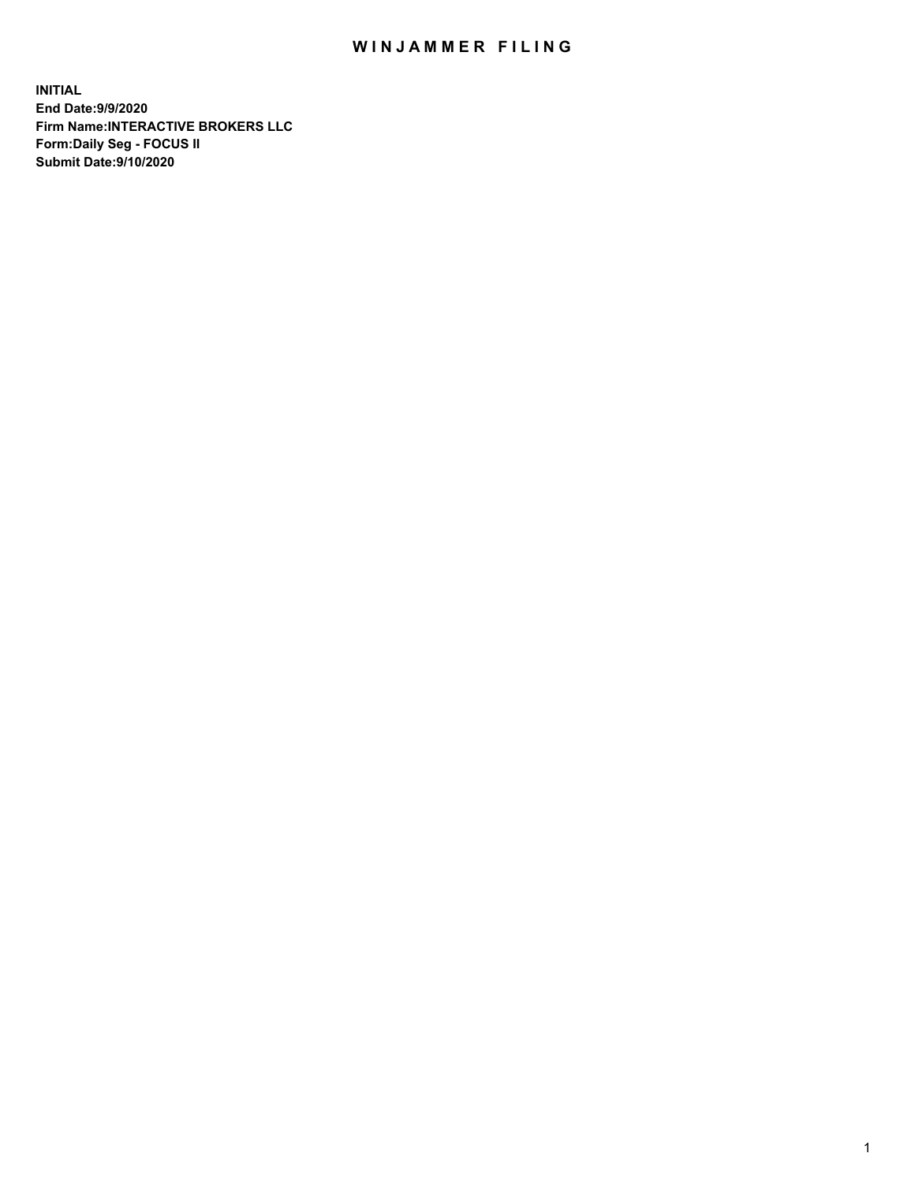# WINJAMMER FILING

**INITIAL**
**End Date:9/9/2020**
**Firm Name:INTERACTIVE BROKERS LLC**
**Form:Daily Seg - FOCUS II**
**Submit Date:9/10/2020**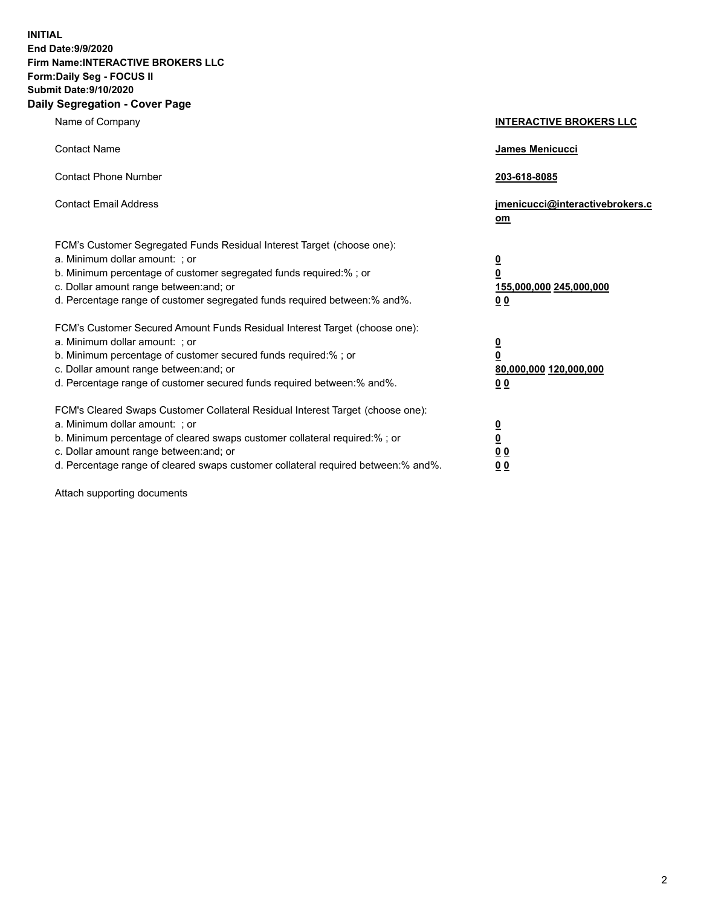**INITIAL**
**End Date:9/9/2020**
**Firm Name:INTERACTIVE BROKERS LLC**
**Form:Daily Seg - FOCUS II**
**Submit Date:9/10/2020**

## Daily Segregation - Cover Page

| | |
|---|---|
| Name of Company | **INTERACTIVE BROKERS LLC** |
| Contact Name | **James Menicucci** |
| Contact Phone Number | **203-618-8085** |
| Contact Email Address | **jmenicucci@interactivebrokers.com** |

FCM's Customer Segregated Funds Residual Interest Target (choose one):

| | |
|---|---|
| a. Minimum dollar amount: ; or | **0** |
| b. Minimum percentage of customer segregated funds required:% ; or | **0** |
| c. Dollar amount range between:and; or | **155,000,000 245,000,000** |
| d. Percentage range of customer segregated funds required between:% and%. | **0 0** |

FCM's Customer Secured Amount Funds Residual Interest Target (choose one):

| | |
|---|---|
| a. Minimum dollar amount: ; or | **0** |
| b. Minimum percentage of customer secured funds required:% ; or | **0** |
| c. Dollar amount range between:and; or | **80,000,000 120,000,000** |
| d. Percentage range of customer secured funds required between:% and%. | **0 0** |

FCM's Cleared Swaps Customer Collateral Residual Interest Target (choose one):

| | |
|---|---|
| a. Minimum dollar amount: ; or | **0** |
| b. Minimum percentage of cleared swaps customer collateral required:% ; or | **0** |
| c. Dollar amount range between:and; or | **0 0** |
| d. Percentage range of cleared swaps customer collateral required between:% and%. | **0 0** |

Attach supporting documents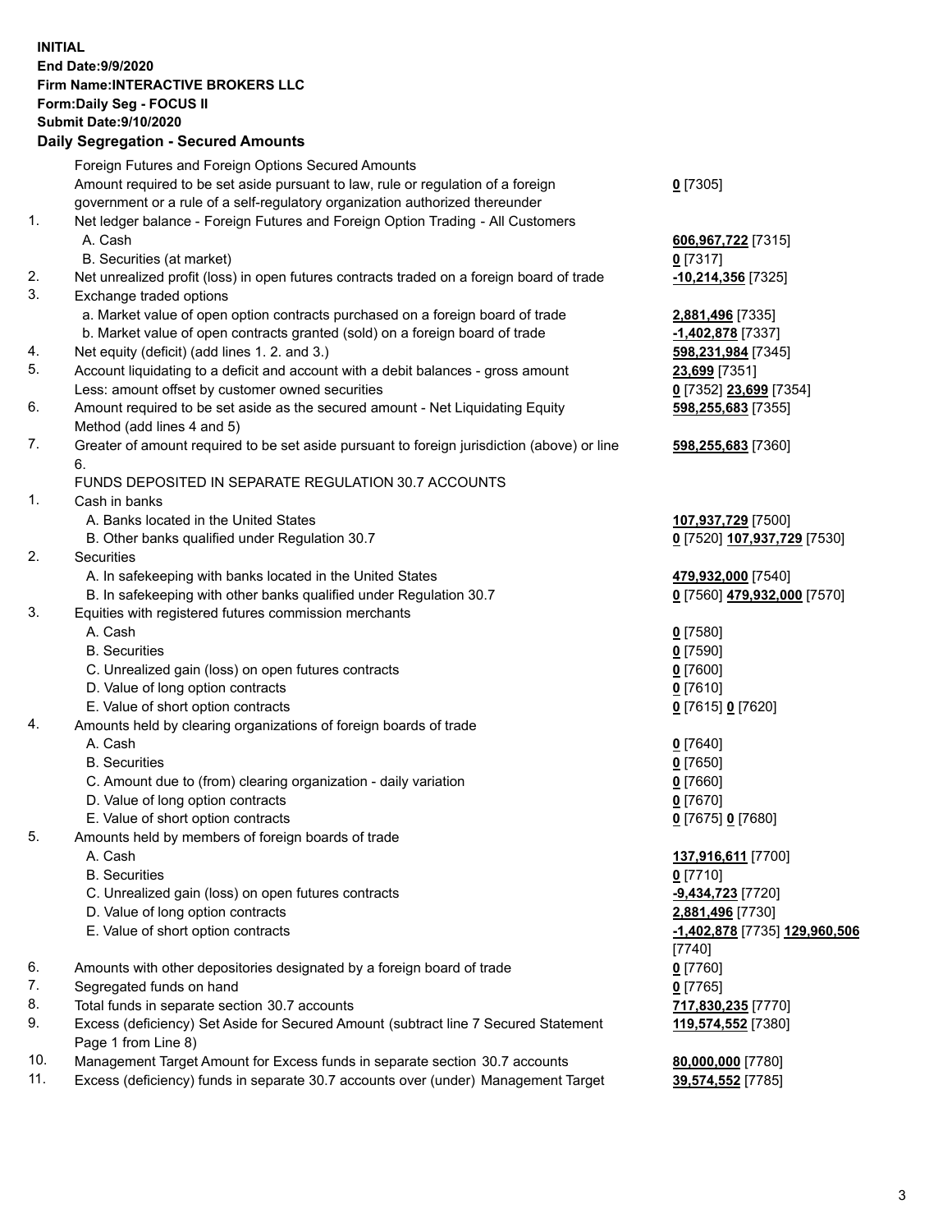**INITIAL**
**End Date:9/9/2020**
**Firm Name:INTERACTIVE BROKERS LLC**
**Form:Daily Seg - FOCUS II**
**Submit Date:9/10/2020**

**Daily Segregation - Secured Amounts**

| | | |
|---|---|---|
| | Foreign Futures and Foreign Options Secured Amounts | |
| | Amount required to be set aside pursuant to law, rule or regulation of a foreign government or a rule of a self-regulatory organization authorized thereunder | **0** [7305] |
| 1. | Net ledger balance - Foreign Futures and Foreign Option Trading - All Customers | |
| | A. Cash | **606,967,722** [7315] |
| | B. Securities (at market) | **0** [7317] |
| 2. | Net unrealized profit (loss) in open futures contracts traded on a foreign board of trade | **-10,214,356** [7325] |
| 3. | Exchange traded options | |
| | a. Market value of open option contracts purchased on a foreign board of trade | **2,881,496** [7335] |
| | b. Market value of open contracts granted (sold) on a foreign board of trade | **-1,402,878** [7337] |
| 4. | Net equity (deficit) (add lines 1. 2. and 3.) | **598,231,984** [7345] |
| 5. | Account liquidating to a deficit and account with a debit balances - gross amount | **23,699** [7351] |
| | Less: amount offset by customer owned securities | **0** [7352] **23,699** [7354] |
| 6. | Amount required to be set aside as the secured amount - Net Liquidating Equity Method (add lines 4 and 5) | **598,255,683** [7355] |
| 7. | Greater of amount required to be set aside pursuant to foreign jurisdiction (above) or line 6. | **598,255,683** [7360] |
| | FUNDS DEPOSITED IN SEPARATE REGULATION 30.7 ACCOUNTS | |
| 1. | Cash in banks | |
| | A. Banks located in the United States | **107,937,729** [7500] |
| | B. Other banks qualified under Regulation 30.7 | **0** [7520] **107,937,729** [7530] |
| 2. | Securities | |
| | A. In safekeeping with banks located in the United States | **479,932,000** [7540] |
| | B. In safekeeping with other banks qualified under Regulation 30.7 | **0** [7560] **479,932,000** [7570] |
| 3. | Equities with registered futures commission merchants | |
| | A. Cash | **0** [7580] |
| | B. Securities | **0** [7590] |
| | C. Unrealized gain (loss) on open futures contracts | **0** [7600] |
| | D. Value of long option contracts | **0** [7610] |
| | E. Value of short option contracts | **0** [7615] **0** [7620] |
| 4. | Amounts held by clearing organizations of foreign boards of trade | |
| | A. Cash | **0** [7640] |
| | B. Securities | **0** [7650] |
| | C. Amount due to (from) clearing organization - daily variation | **0** [7660] |
| | D. Value of long option contracts | **0** [7670] |
| | E. Value of short option contracts | **0** [7675] **0** [7680] |
| 5. | Amounts held by members of foreign boards of trade | |
| | A. Cash | **137,916,611** [7700] |
| | B. Securities | **0** [7710] |
| | C. Unrealized gain (loss) on open futures contracts | **-9,434,723** [7720] |
| | D. Value of long option contracts | **2,881,496** [7730] |
| | E. Value of short option contracts | **-1,402,878** [7735] **129,960,506** [7740] |
| 6. | Amounts with other depositories designated by a foreign board of trade | **0** [7760] |
| 7. | Segregated funds on hand | **0** [7765] |
| 8. | Total funds in separate section 30.7 accounts | **717,830,235** [7770] |
| 9. | Excess (deficiency) Set Aside for Secured Amount (subtract line 7 Secured Statement Page 1 from Line 8) | **119,574,552** [7380] |
| 10. | Management Target Amount for Excess funds in separate section 30.7 accounts | **80,000,000** [7780] |
| 11. | Excess (deficiency) funds in separate 30.7 accounts over (under) Management Target | **39,574,552** [7785] |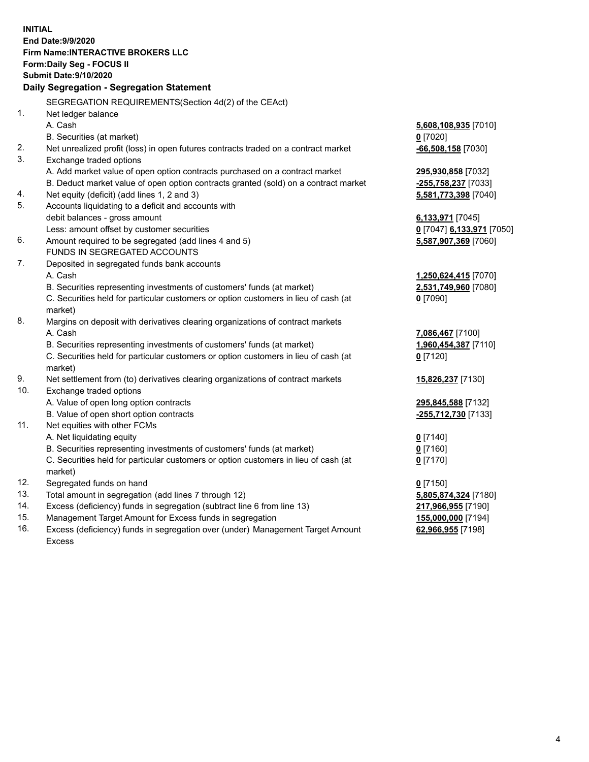**INITIAL**
**End Date:9/9/2020**
**Firm Name:INTERACTIVE BROKERS LLC**
**Form:Daily Seg - FOCUS II**
**Submit Date:9/10/2020**

**Daily Segregation - Segregation Statement**

SEGREGATION REQUIREMENTS(Section 4d(2) of the CEAct)

| | | |
|---|---|---|
| 1. | Net ledger balance | |
| | A. Cash | **5,608,108,935** [7010] |
| | B. Securities (at market) | **0** [7020] |
| 2. | Net unrealized profit (loss) in open futures contracts traded on a contract market | **-66,508,158** [7030] |
| 3. | Exchange traded options | |
| | A. Add market value of open option contracts purchased on a contract market | **295,930,858** [7032] |
| | B. Deduct market value of open option contracts granted (sold) on a contract market | **-255,758,237** [7033] |
| 4. | Net equity (deficit) (add lines 1, 2 and 3) | **5,581,773,398** [7040] |
| 5. | Accounts liquidating to a deficit and accounts with debit balances - gross amount | **6,133,971** [7045] |
| | Less: amount offset by customer securities | **0** [7047] **6,133,971** [7050] |
| 6. | Amount required to be segregated (add lines 4 and 5) | **5,587,907,369** [7060] |
| | FUNDS IN SEGREGATED ACCOUNTS | |
| 7. | Deposited in segregated funds bank accounts | |
| | A. Cash | **1,250,624,415** [7070] |
| | B. Securities representing investments of customers' funds (at market) | **2,531,749,960** [7080] |
| | C. Securities held for particular customers or option customers in lieu of cash (at market) | **0** [7090] |
| 8. | Margins on deposit with derivatives clearing organizations of contract markets | |
| | A. Cash | **7,086,467** [7100] |
| | B. Securities representing investments of customers' funds (at market) | **1,960,454,387** [7110] |
| | C. Securities held for particular customers or option customers in lieu of cash (at market) | **0** [7120] |
| 9. | Net settlement from (to) derivatives clearing organizations of contract markets | **15,826,237** [7130] |
| 10. | Exchange traded options | |
| | A. Value of open long option contracts | **295,845,588** [7132] |
| | B. Value of open short option contracts | **-255,712,730** [7133] |
| 11. | Net equities with other FCMs | |
| | A. Net liquidating equity | **0** [7140] |
| | B. Securities representing investments of customers' funds (at market) | **0** [7160] |
| | C. Securities held for particular customers or option customers in lieu of cash (at market) | **0** [7170] |
| 12. | Segregated funds on hand | **0** [7150] |
| 13. | Total amount in segregation (add lines 7 through 12) | **5,805,874,324** [7180] |
| 14. | Excess (deficiency) funds in segregation (subtract line 6 from line 13) | **217,966,955** [7190] |
| 15. | Management Target Amount for Excess funds in segregation | **155,000,000** [7194] |
| 16. | Excess (deficiency) funds in segregation over (under) Management Target Amount Excess | **62,966,955** [7198] |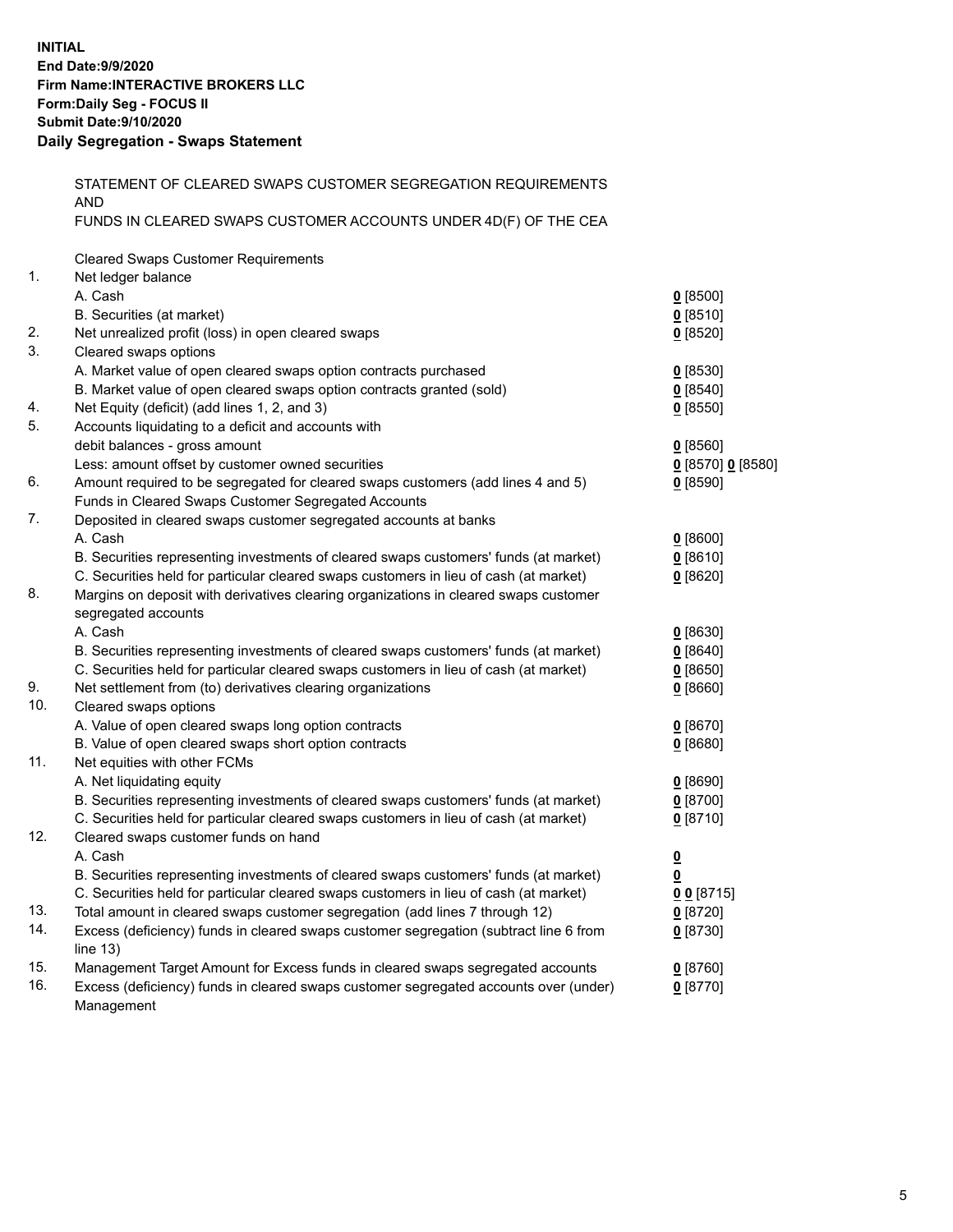**INITIAL**
**End Date:9/9/2020**
**Firm Name:INTERACTIVE BROKERS LLC**
**Form:Daily Seg - FOCUS II**
**Submit Date:9/10/2020**
**Daily Segregation - Swaps Statement**

STATEMENT OF CLEARED SWAPS CUSTOMER SEGREGATION REQUIREMENTS AND FUNDS IN CLEARED SWAPS CUSTOMER ACCOUNTS UNDER 4D(F) OF THE CEA

| | | |
|---|---|---|
| | Cleared Swaps Customer Requirements | |
| 1. | Net ledger balance | |
| | A. Cash | 0 [8500] |
| | B. Securities (at market) | 0 [8510] |
| 2. | Net unrealized profit (loss) in open cleared swaps | 0 [8520] |
| 3. | Cleared swaps options | |
| | A. Market value of open cleared swaps option contracts purchased | 0 [8530] |
| | B. Market value of open cleared swaps option contracts granted (sold) | 0 [8540] |
| 4. | Net Equity (deficit) (add lines 1, 2, and 3) | 0 [8550] |
| 5. | Accounts liquidating to a deficit and accounts with | |
| | debit balances - gross amount | 0 [8560] |
| | Less: amount offset by customer owned securities | 0 [8570] 0 [8580] |
| 6. | Amount required to be segregated for cleared swaps customers (add lines 4 and 5) | 0 [8590] |
| | Funds in Cleared Swaps Customer Segregated Accounts | |
| 7. | Deposited in cleared swaps customer segregated accounts at banks | |
| | A. Cash | 0 [8600] |
| | B. Securities representing investments of cleared swaps customers' funds (at market) | 0 [8610] |
| | C. Securities held for particular cleared swaps customers in lieu of cash (at market) | 0 [8620] |
| 8. | Margins on deposit with derivatives clearing organizations in cleared swaps customer segregated accounts | |
| | A. Cash | 0 [8630] |
| | B. Securities representing investments of cleared swaps customers' funds (at market) | 0 [8640] |
| | C. Securities held for particular cleared swaps customers in lieu of cash (at market) | 0 [8650] |
| 9. | Net settlement from (to) derivatives clearing organizations | 0 [8660] |
| 10. | Cleared swaps options | |
| | A. Value of open cleared swaps long option contracts | 0 [8670] |
| | B. Value of open cleared swaps short option contracts | 0 [8680] |
| 11. | Net equities with other FCMs | |
| | A. Net liquidating equity | 0 [8690] |
| | B. Securities representing investments of cleared swaps customers' funds (at market) | 0 [8700] |
| | C. Securities held for particular cleared swaps customers in lieu of cash (at market) | 0 [8710] |
| 12. | Cleared swaps customer funds on hand | |
| | A. Cash | 0 |
| | B. Securities representing investments of cleared swaps customers' funds (at market) | 0 |
| | C. Securities held for particular cleared swaps customers in lieu of cash (at market) | 0 0 [8715] |
| 13. | Total amount in cleared swaps customer segregation (add lines 7 through 12) | 0 [8720] |
| 14. | Excess (deficiency) funds in cleared swaps customer segregation (subtract line 6 from line 13) | 0 [8730] |
| 15. | Management Target Amount for Excess funds in cleared swaps segregated accounts | 0 [8760] |
| 16. | Excess (deficiency) funds in cleared swaps customer segregated accounts over (under) Management | 0 [8770] |